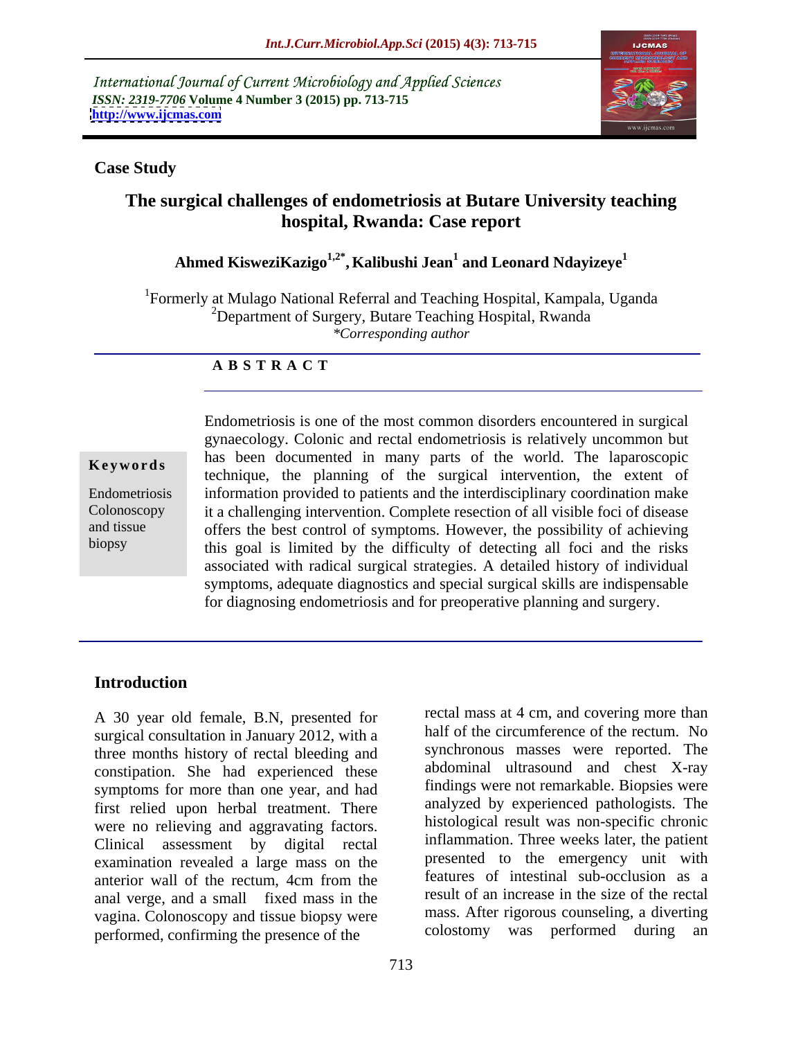International Journal of Current Microbiology and Applied Sciences
*ISSN: 2319-7706* **Volume 4 Number 3 (2015) pp. 713-715**
**http://www.ijcmas.com**

**Case Study**

# The surgical challenges of endometriosis at Butare University teaching hospital, Rwanda: Case report

**Ahmed KisweziKazigo[1,2*], Kalibushi Jean[1] and Leonard Ndayizeye[1]**

[1]Formerly at Mulago National Referral and Teaching Hospital, Kampala, Uganda
[2]Department of Surgery, Butare Teaching Hospital, Rwanda
*\*Corresponding author*

## ABSTRACT

**Keywords**

Endometriosis
Colonoscopy and tissue biopsy

Endometriosis is one of the most common disorders encountered in surgical gynaecology. Colonic and rectal endometriosis is relatively uncommon but has been documented in many parts of the world. The laparoscopic technique, the planning of the surgical intervention, the extent of information provided to patients and the interdisciplinary coordination make it a challenging intervention. Complete resection of all visible foci of disease offers the best control of symptoms. However, the possibility of achieving this goal is limited by the difficulty of detecting all foci and the risks associated with radical surgical strategies. A detailed history of individual symptoms, adequate diagnostics and special surgical skills are indispensable for diagnosing endometriosis and for preoperative planning and surgery.

## Introduction

A 30 year old female, B.N, presented for surgical consultation in January 2012, with a three months history of rectal bleeding and constipation. She had experienced these symptoms for more than one year, and had first relied upon herbal treatment. There were no relieving and aggravating factors. Clinical assessment by digital rectal examination revealed a large mass on the anterior wall of the rectum, 4cm from the anal verge, and a small fixed mass in the vagina. Colonoscopy and tissue biopsy were performed, confirming the presence of the rectal mass at 4 cm, and covering more than half of the circumference of the rectum. No synchronous masses were reported. The abdominal ultrasound and chest X-ray findings were not remarkable. Biopsies were analyzed by experienced pathologists. The histological result was non-specific chronic inflammation. Three weeks later, the patient presented to the emergency unit with features of intestinal sub-occlusion as a result of an increase in the size of the rectal mass. After rigorous counseling, a diverting colostomy was performed during an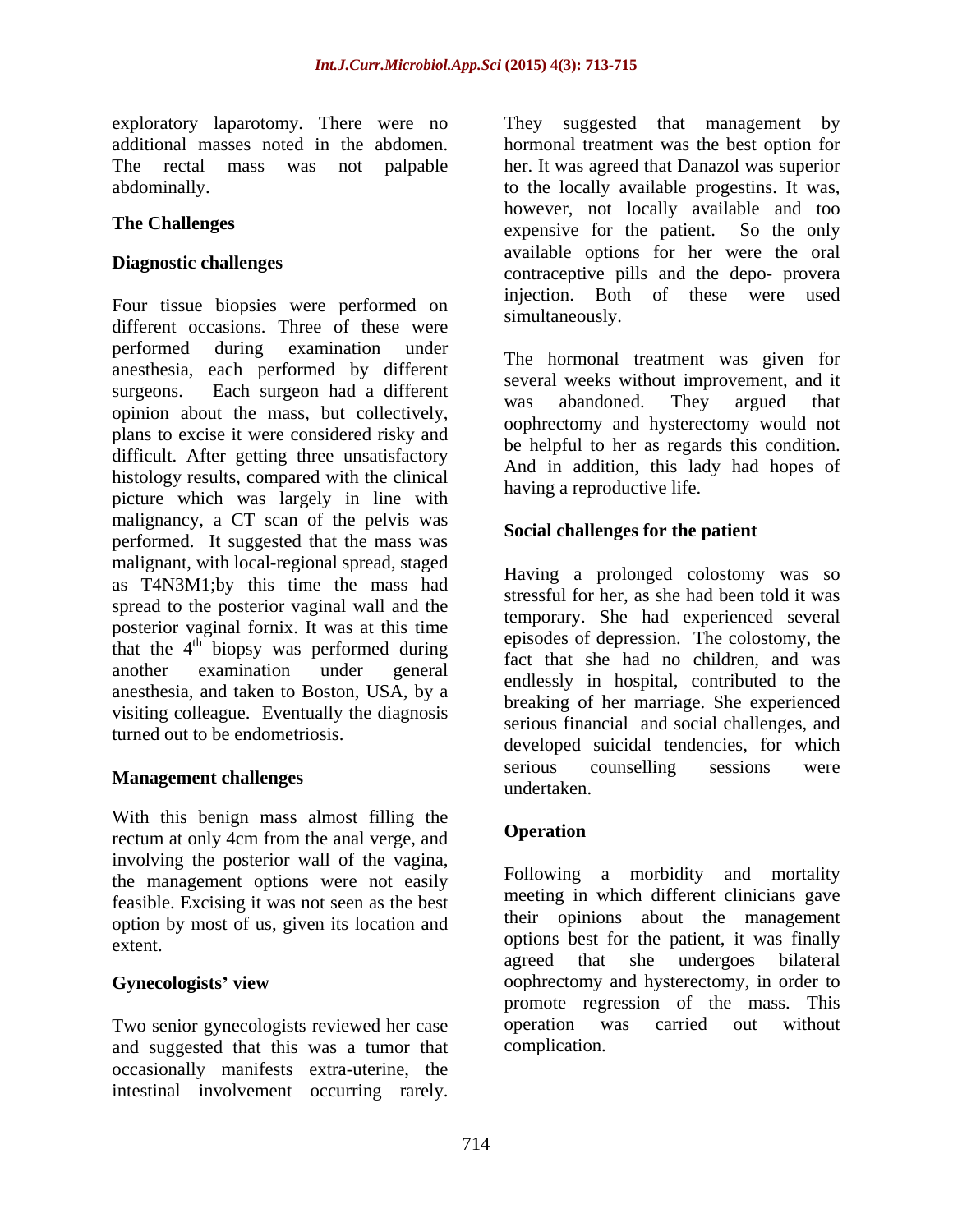exploratory laparotomy. There were no additional masses noted in the abdomen. The rectal mass was not palpable abdominally.

## The Challenges

### Diagnostic challenges

Four tissue biopsies were performed on different occasions. Three of these were performed during examination under anesthesia, each performed by different surgeons. Each surgeon had a different opinion about the mass, but collectively, plans to excise it were considered risky and difficult. After getting three unsatisfactory histology results, compared with the clinical picture which was largely in line with malignancy, a CT scan of the pelvis was performed. It suggested that the mass was malignant, with local-regional spread, staged as T4N3M1;by this time the mass had spread to the posterior vaginal wall and the posterior vaginal fornix. It was at this time that the 4th biopsy was performed during another examination under general anesthesia, and taken to Boston, USA, by a visiting colleague. Eventually the diagnosis turned out to be endometriosis.

### Management challenges

With this benign mass almost filling the rectum at only 4cm from the anal verge, and involving the posterior wall of the vagina, the management options were not easily feasible. Excising it was not seen as the best option by most of us, given its location and extent.

### Gynecologists' view

Two senior gynecologists reviewed her case and suggested that this was a tumor that occasionally manifests extra-uterine, the intestinal involvement occurring rarely. They suggested that management by hormonal treatment was the best option for her. It was agreed that Danazol was superior to the locally available progestins. It was, however, not locally available and too expensive for the patient. So the only available options for her were the oral contraceptive pills and the depo- provera injection. Both of these were used simultaneously.

The hormonal treatment was given for several weeks without improvement, and it was abandoned. They argued that oophrectomy and hysterectomy would not be helpful to her as regards this condition. And in addition, this lady had hopes of having a reproductive life.

### Social challenges for the patient

Having a prolonged colostomy was so stressful for her, as she had been told it was temporary. She had experienced several episodes of depression. The colostomy, the fact that she had no children, and was endlessly in hospital, contributed to the breaking of her marriage. She experienced serious financial and social challenges, and developed suicidal tendencies, for which serious counselling sessions were undertaken.

## Operation

Following a morbidity and mortality meeting in which different clinicians gave their opinions about the management options best for the patient, it was finally agreed that she undergoes bilateral oophrectomy and hysterectomy, in order to promote regression of the mass. This operation was carried out without complication.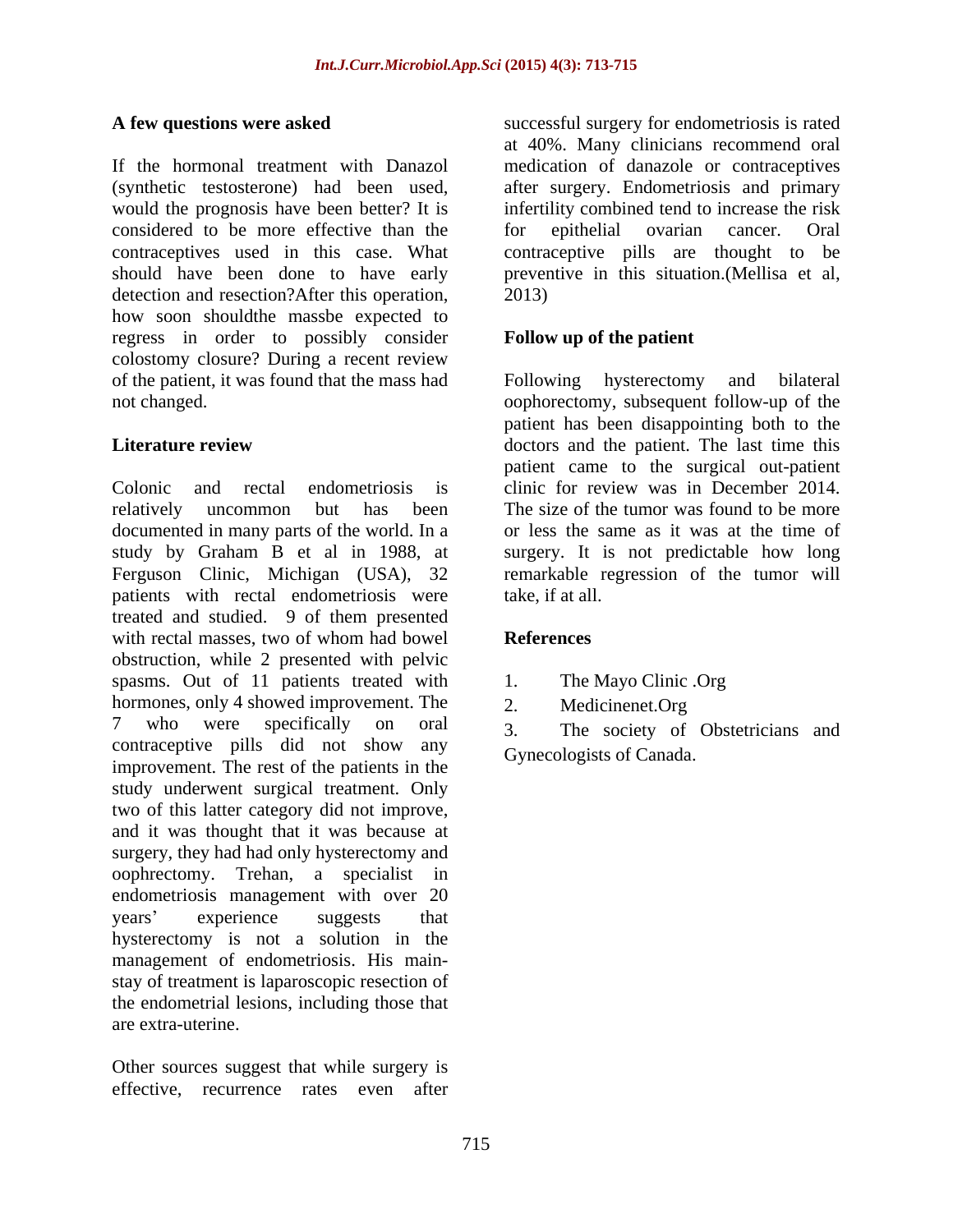## A few questions were asked

If the hormonal treatment with Danazol (synthetic testosterone) had been used, would the prognosis have been better? It is considered to be more effective than the contraceptives used in this case. What should have been done to have early detection and resection?After this operation, how soon shouldthe massbe expected to regress in order to possibly consider colostomy closure? During a recent review of the patient, it was found that the mass had not changed.

## Literature review

Colonic and rectal endometriosis is relatively uncommon but has been documented in many parts of the world. In a study by Graham B et al in 1988, at Ferguson Clinic, Michigan (USA), 32 patients with rectal endometriosis were treated and studied. 9 of them presented with rectal masses, two of whom had bowel obstruction, while 2 presented with pelvic spasms. Out of 11 patients treated with hormones, only 4 showed improvement. The 7 who were specifically on oral contraceptive pills did not show any improvement. The rest of the patients in the study underwent surgical treatment. Only two of this latter category did not improve, and it was thought that it was because at surgery, they had had only hysterectomy and oophrectomy. Trehan, a specialist in endometriosis management with over 20 years' experience suggests that hysterectomy is not a solution in the management of endometriosis. His main-stay of treatment is laparoscopic resection of the endometrial lesions, including those that are extra-uterine.

Other sources suggest that while surgery is effective, recurrence rates even after successful surgery for endometriosis is rated at 40%. Many clinicians recommend oral medication of danazole or contraceptives after surgery. Endometriosis and primary infertility combined tend to increase the risk for epithelial ovarian cancer. Oral contraceptive pills are thought to be preventive in this situation.(Mellisa et al, 2013)

## Follow up of the patient

Following hysterectomy and bilateral oophorectomy, subsequent follow-up of the patient has been disappointing both to the doctors and the patient. The last time this patient came to the surgical out-patient clinic for review was in December 2014. The size of the tumor was found to be more or less the same as it was at the time of surgery. It is not predictable how long remarkable regression of the tumor will take, if at all.

## References

1. The Mayo Clinic .Org
2. Medicinenet.Org
3. The society of Obstetricians and Gynecologists of Canada.